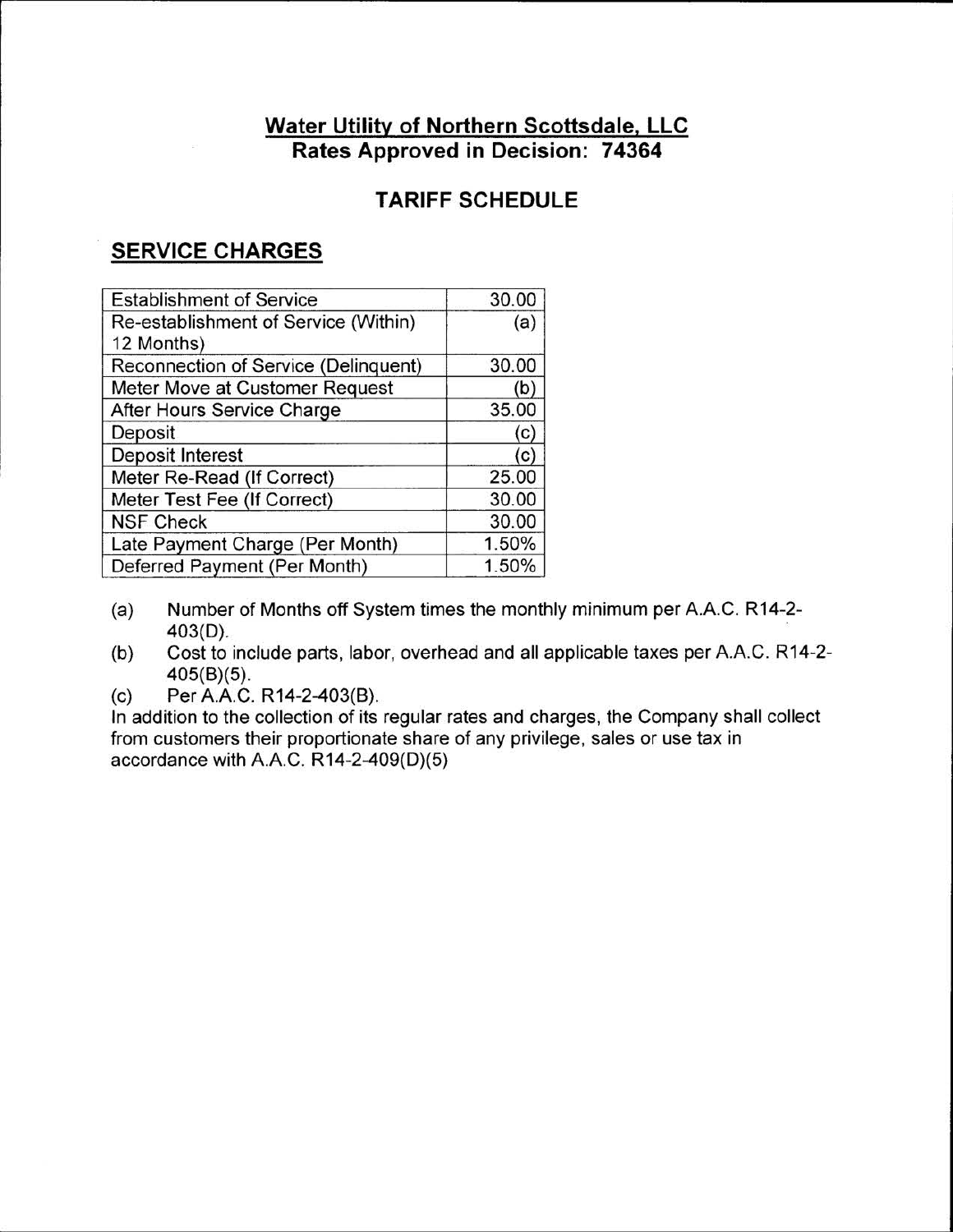**Water Utility of Northern Scottsdale, LLC**
**Rates Approved in Decision: 74364**

## TARIFF SCHEDULE

## SERVICE CHARGES

| Service | Charge |
|---|---|
| Establishment of Service | 30.00 |
| Re-establishment of Service (Within) 12 Months) | (a) |
| Reconnection of Service (Delinquent) | 30.00 |
| Meter Move at Customer Request | (b) |
| After Hours Service Charge | 35.00 |
| Deposit | (c) |
| Deposit Interest | (c) |
| Meter Re-Read (If Correct) | 25.00 |
| Meter Test Fee (If Correct) | 30.00 |
| NSF Check | 30.00 |
| Late Payment Charge (Per Month) | 1.50% |
| Deferred Payment (Per Month) | 1.50% |

(a) Number of Months off System times the monthly minimum per A.A.C. R14-2-403(D).

(b) Cost to include parts, labor, overhead and all applicable taxes per A.A.C. R14-2-405(B)(5).

(c) Per A.A.C. R14-2-403(B).

In addition to the collection of its regular rates and charges, the Company shall collect from customers their proportionate share of any privilege, sales or use tax in accordance with A.A.C. R14-2-409(D)(5)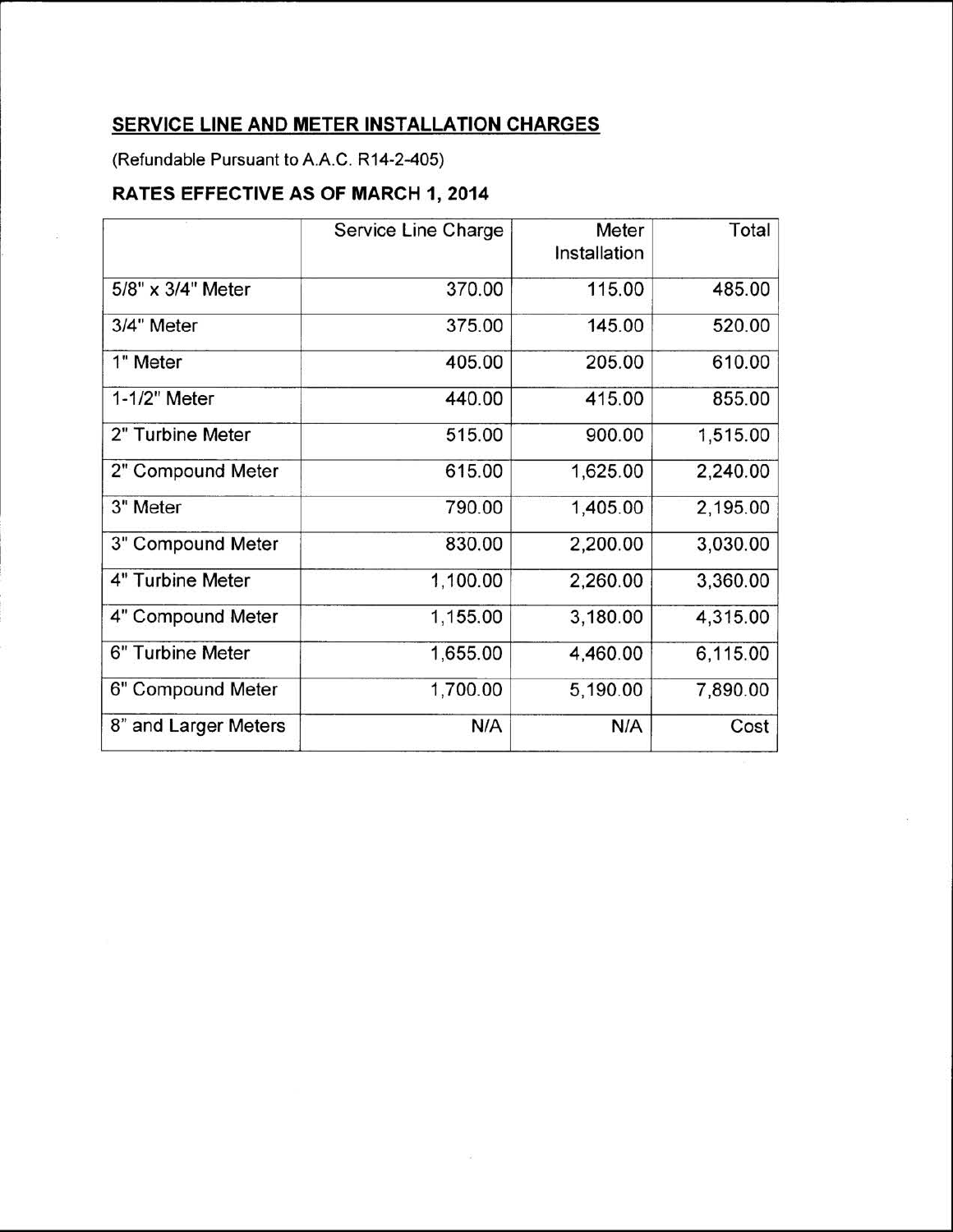## SERVICE LINE AND METER INSTALLATION CHARGES

(Refundable Pursuant to A.A.C. R14-2-405)

### RATES EFFECTIVE AS OF MARCH 1, 2014

| | Service Line Charge | Meter Installation | Total |
|---|---|---|---|
| 5/8" x 3/4" Meter | 370.00 | 115.00 | 485.00 |
| 3/4" Meter | 375.00 | 145.00 | 520.00 |
| 1" Meter | 405.00 | 205.00 | 610.00 |
| 1-1/2" Meter | 440.00 | 415.00 | 855.00 |
| 2" Turbine Meter | 515.00 | 900.00 | 1,515.00 |
| 2" Compound Meter | 615.00 | 1,625.00 | 2,240.00 |
| 3" Meter | 790.00 | 1,405.00 | 2,195.00 |
| 3" Compound Meter | 830.00 | 2,200.00 | 3,030.00 |
| 4" Turbine Meter | 1,100.00 | 2,260.00 | 3,360.00 |
| 4" Compound Meter | 1,155.00 | 3,180.00 | 4,315.00 |
| 6" Turbine Meter | 1,655.00 | 4,460.00 | 6,115.00 |
| 6" Compound Meter | 1,700.00 | 5,190.00 | 7,890.00 |
| 8" and Larger Meters | N/A | N/A | Cost |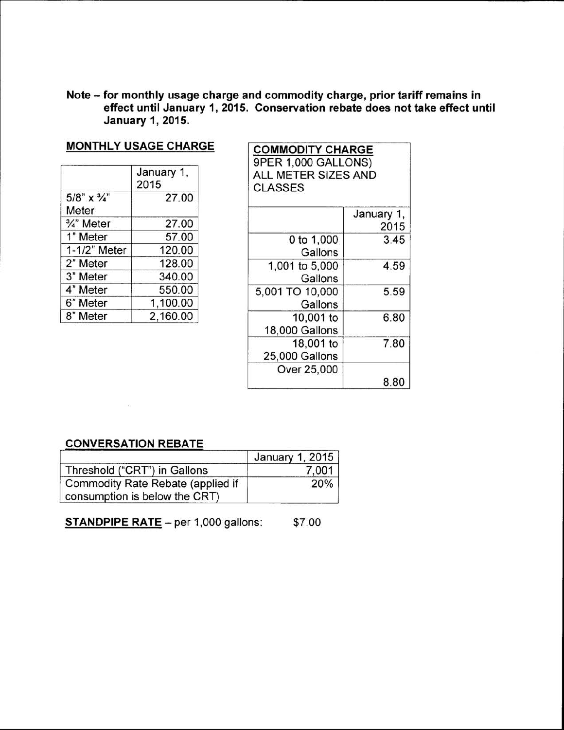**Note – for monthly usage charge and commodity charge, prior tariff remains in effect until January 1, 2015. Conservation rebate does not take effect until January 1, 2015.**

**MONTHLY USAGE CHARGE**

| | January 1, 2015 |
|---|---|
| 5/8" x ¾" Meter | 27.00 |
| ¾" Meter | 27.00 |
| 1" Meter | 57.00 |
| 1-1/2" Meter | 120.00 |
| 2" Meter | 128.00 |
| 3" Meter | 340.00 |
| 4" Meter | 550.00 |
| 6" Meter | 1,100.00 |
| 8" Meter | 2,160.00 |

**COMMODITY CHARGE**
9PER 1,000 GALLONS)
ALL METER SIZES AND CLASSES

| | January 1, 2015 |
|---|---|
| 0 to 1,000 Gallons | 3.45 |
| 1,001 to 5,000 Gallons | 4.59 |
| 5,001 TO 10,000 Gallons | 5.59 |
| 10,001 to 18,000 Gallons | 6.80 |
| 18,001 to 25,000 Gallons | 7.80 |
| Over 25,000 | 8.80 |

**CONVERSATION REBATE**

| | January 1, 2015 |
|---|---|
| Threshold ("CRT") in Gallons | 7,001 |
| Commodity Rate Rebate (applied if consumption is below the CRT) | 20% |

**STANDPIPE RATE** – per 1,000 gallons: $7.00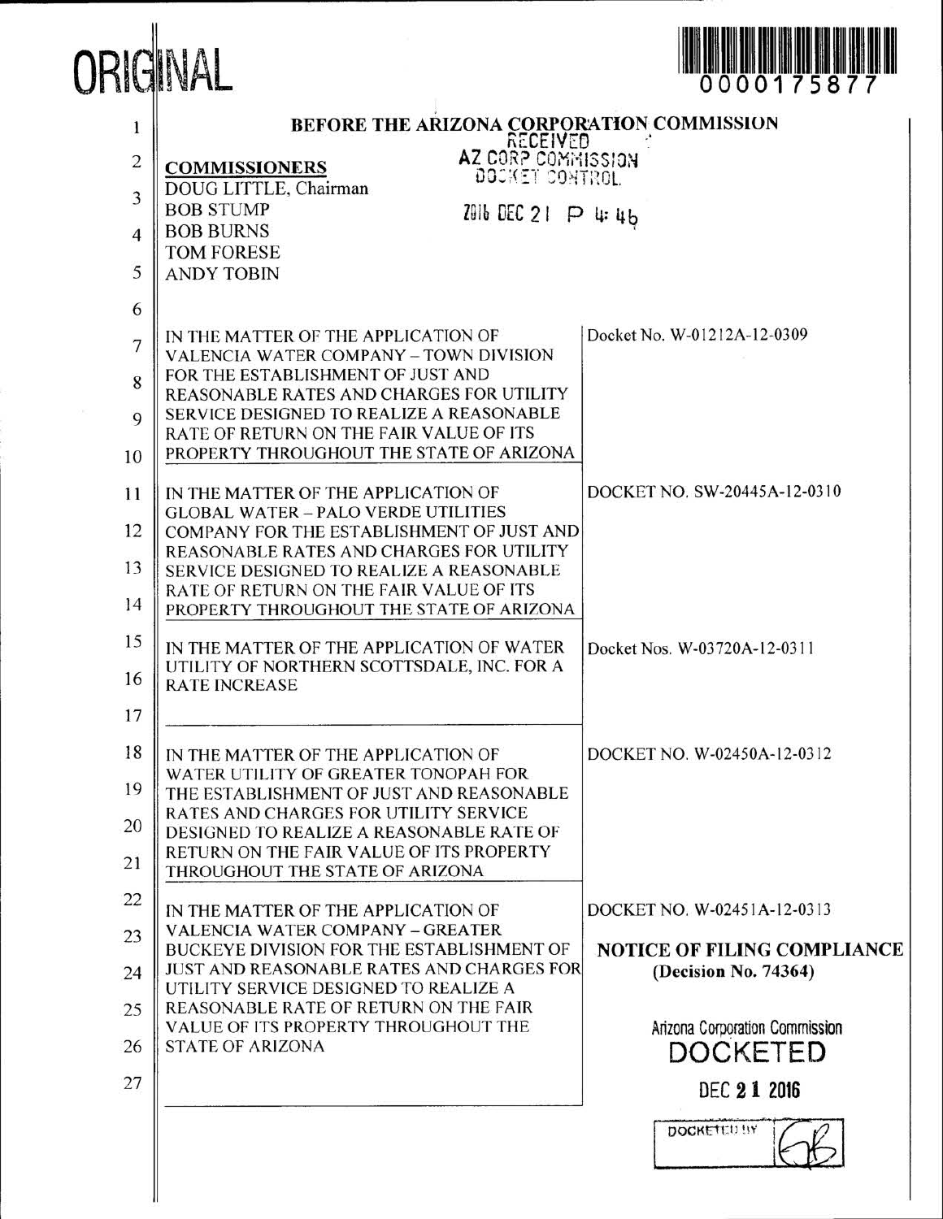ORIGINAL

0000175877

# BEFORE THE ARIZONA CORPORATION COMMISSION

RECEIVED
AZ CORP COMMISSION
DOCKET CONTROL

2016 DEC 21 P 4: 46

**COMMISSIONERS**
DOUG LITTLE, Chairman
BOB STUMP
BOB BURNS
TOM FORESE
ANDY TOBIN

| | |
|---|---|
| IN THE MATTER OF THE APPLICATION OF VALENCIA WATER COMPANY – TOWN DIVISION FOR THE ESTABLISHMENT OF JUST AND REASONABLE RATES AND CHARGES FOR UTILITY SERVICE DESIGNED TO REALIZE A REASONABLE RATE OF RETURN ON THE FAIR VALUE OF ITS PROPERTY THROUGHOUT THE STATE OF ARIZONA | Docket No. W-01212A-12-0309 |
| IN THE MATTER OF THE APPLICATION OF GLOBAL WATER – PALO VERDE UTILITIES COMPANY FOR THE ESTABLISHMENT OF JUST AND REASONABLE RATES AND CHARGES FOR UTILITY SERVICE DESIGNED TO REALIZE A REASONABLE RATE OF RETURN ON THE FAIR VALUE OF ITS PROPERTY THROUGHOUT THE STATE OF ARIZONA | DOCKET NO. SW-20445A-12-0310 |
| IN THE MATTER OF THE APPLICATION OF WATER UTILITY OF NORTHERN SCOTTSDALE, INC. FOR A RATE INCREASE | Docket Nos. W-03720A-12-0311 |
| IN THE MATTER OF THE APPLICATION OF WATER UTILITY OF GREATER TONOPAH FOR THE ESTABLISHMENT OF JUST AND REASONABLE RATES AND CHARGES FOR UTILITY SERVICE DESIGNED TO REALIZE A REASONABLE RATE OF RETURN ON THE FAIR VALUE OF ITS PROPERTY THROUGHOUT THE STATE OF ARIZONA | DOCKET NO. W-02450A-12-0312 |
| IN THE MATTER OF THE APPLICATION OF VALENCIA WATER COMPANY – GREATER BUCKEYE DIVISION FOR THE ESTABLISHMENT OF JUST AND REASONABLE RATES AND CHARGES FOR UTILITY SERVICE DESIGNED TO REALIZE A REASONABLE RATE OF RETURN ON THE FAIR VALUE OF ITS PROPERTY THROUGHOUT THE STATE OF ARIZONA | DOCKET NO. W-02451A-12-0313<br><br>**NOTICE OF FILING COMPLIANCE (Decision No. 74364)** |

Arizona Corporation Commission
DOCKETED
DEC 21 2016
DOCKETED BY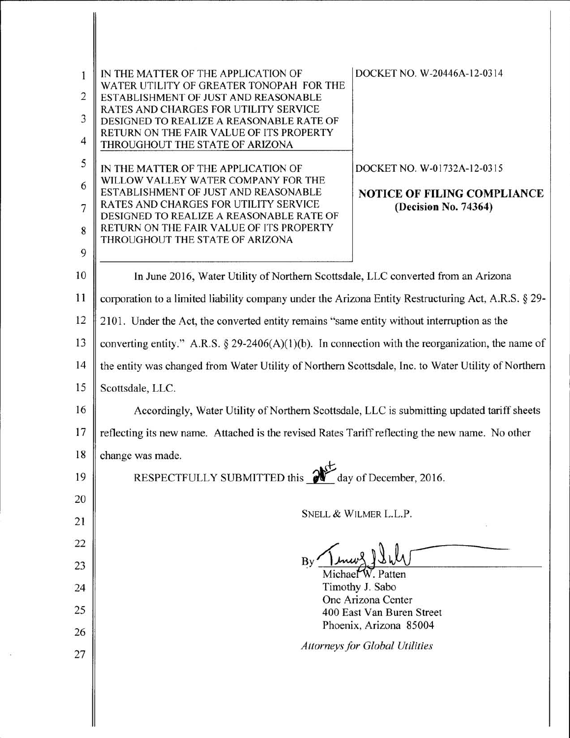| | |
|---|---|
| IN THE MATTER OF THE APPLICATION OF WATER UTILITY OF GREATER TONOPAH FOR THE ESTABLISHMENT OF JUST AND REASONABLE RATES AND CHARGES FOR UTILITY SERVICE DESIGNED TO REALIZE A REASONABLE RATE OF RETURN ON THE FAIR VALUE OF ITS PROPERTY THROUGHOUT THE STATE OF ARIZONA | DOCKET NO. W-20446A-12-0314 |
| IN THE MATTER OF THE APPLICATION OF WILLOW VALLEY WATER COMPANY FOR THE ESTABLISHMENT OF JUST AND REASONABLE RATES AND CHARGES FOR UTILITY SERVICE DESIGNED TO REALIZE A REASONABLE RATE OF RETURN ON THE FAIR VALUE OF ITS PROPERTY THROUGHOUT THE STATE OF ARIZONA | DOCKET NO. W-01732A-12-0315<br><br>**NOTICE OF FILING COMPLIANCE (Decision No. 74364)** |

In June 2016, Water Utility of Northern Scottsdale, LLC converted from an Arizona corporation to a limited liability company under the Arizona Entity Restructuring Act, A.R.S. § 29-2101. Under the Act, the converted entity remains "same entity without interruption as the converting entity." A.R.S. § 29-2406(A)(1)(b). In connection with the reorganization, the name of the entity was changed from Water Utility of Northern Scottsdale, Inc. to Water Utility of Northern Scottsdale, LLC.

Accordingly, Water Utility of Northern Scottsdale, LLC is submitting updated tariff sheets reflecting its new name. Attached is the revised Rates Tariff reflecting the new name. No other change was made.

RESPECTFULLY SUBMITTED this 21st day of December, 2016.

SNELL & WILMER L.L.P.

By ______________________
Michael W. Patten
Timothy J. Sabo
One Arizona Center
400 East Van Buren Street
Phoenix, Arizona 85004

*Attorneys for Global Utilities*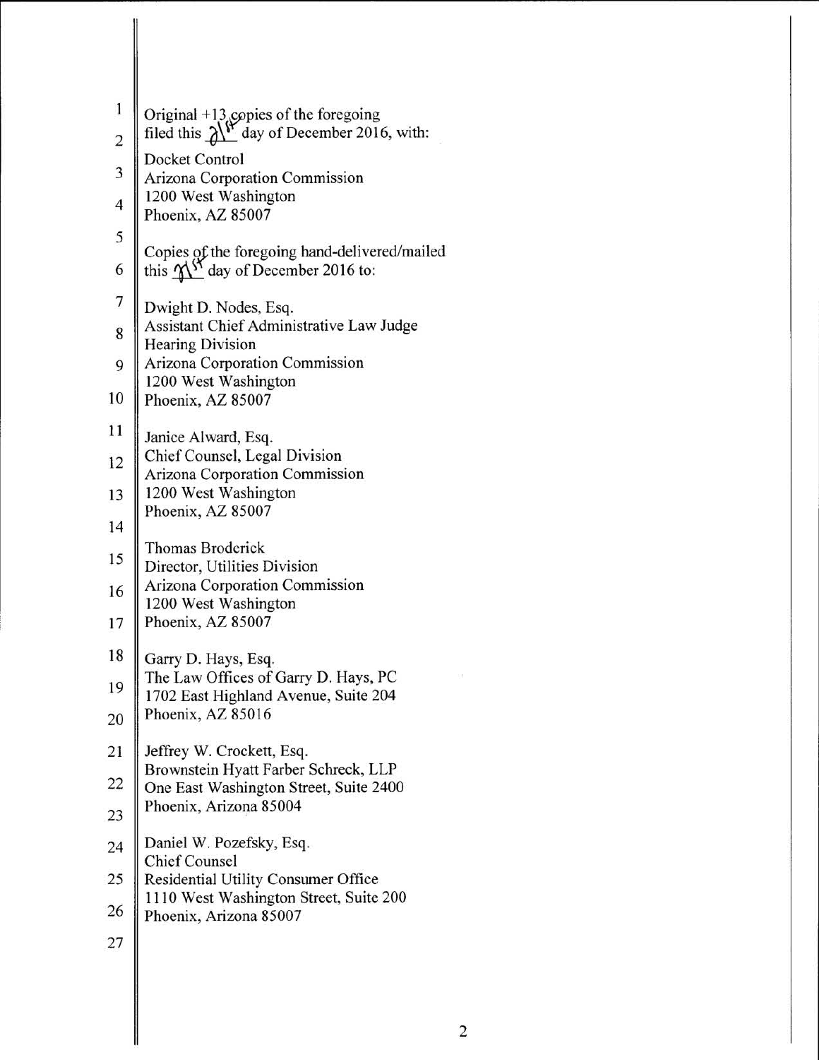Original +13 copies of the foregoing filed this 21st day of December 2016, with:

Docket Control
Arizona Corporation Commission
1200 West Washington
Phoenix, AZ 85007

Copies of the foregoing hand-delivered/mailed this 21st day of December 2016 to:

Dwight D. Nodes, Esq.
Assistant Chief Administrative Law Judge
Hearing Division
Arizona Corporation Commission
1200 West Washington
Phoenix, AZ 85007

Janice Alward, Esq.
Chief Counsel, Legal Division
Arizona Corporation Commission
1200 West Washington
Phoenix, AZ 85007

Thomas Broderick
Director, Utilities Division
Arizona Corporation Commission
1200 West Washington
Phoenix, AZ 85007

Garry D. Hays, Esq.
The Law Offices of Garry D. Hays, PC
1702 East Highland Avenue, Suite 204
Phoenix, AZ 85016

Jeffrey W. Crockett, Esq.
Brownstein Hyatt Farber Schreck, LLP
One East Washington Street, Suite 2400
Phoenix, Arizona 85004

Daniel W. Pozefsky, Esq.
Chief Counsel
Residential Utility Consumer Office
1110 West Washington Street, Suite 200
Phoenix, Arizona 85007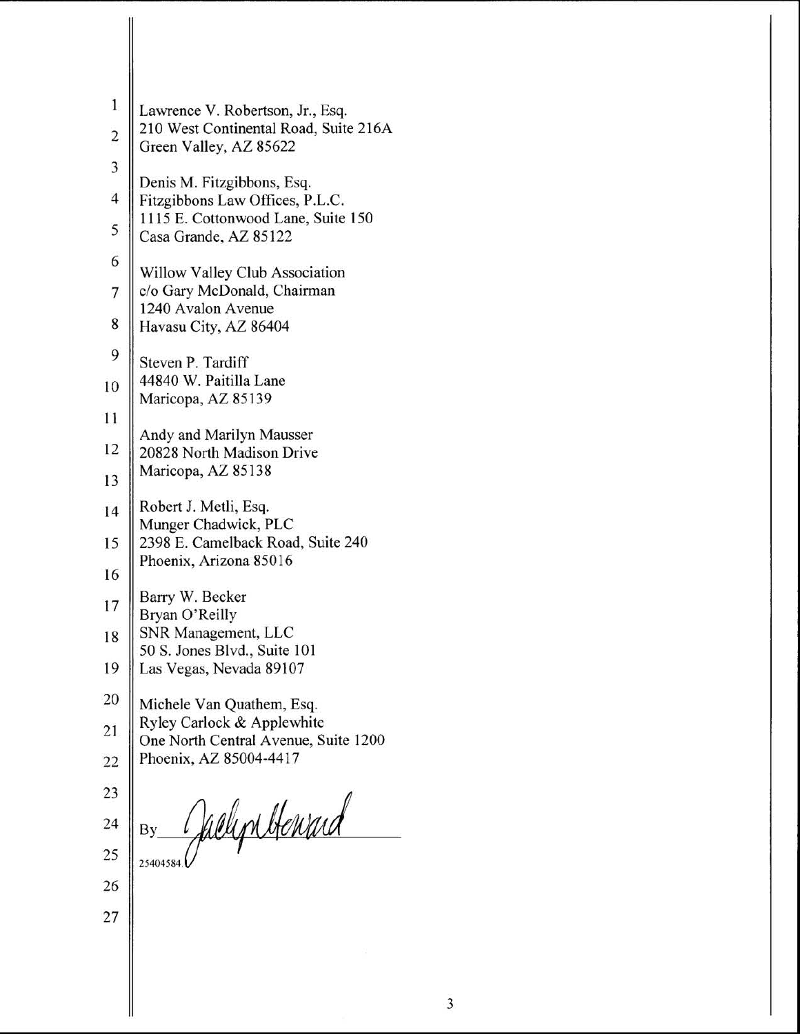Lawrence V. Robertson, Jr., Esq.
210 West Continental Road, Suite 216A
Green Valley, AZ 85622

Denis M. Fitzgibbons, Esq.
Fitzgibbons Law Offices, P.L.C.
1115 E. Cottonwood Lane, Suite 150
Casa Grande, AZ 85122

Willow Valley Club Association
c/o Gary McDonald, Chairman
1240 Avalon Avenue
Havasu City, AZ 86404

Steven P. Tardiff
44840 W. Paitilla Lane
Maricopa, AZ 85139

Andy and Marilyn Mausser
20828 North Madison Drive
Maricopa, AZ 85138

Robert J. Metli, Esq.
Munger Chadwick, PLC
2398 E. Camelback Road, Suite 240
Phoenix, Arizona 85016

Barry W. Becker
Bryan O'Reilly
SNR Management, LLC
50 S. Jones Blvd., Suite 101
Las Vegas, Nevada 89107

Michele Van Quathem, Esq.
Ryley Carlock & Applewhite
One North Central Avenue, Suite 1200
Phoenix, AZ 85004-4417

By Jaclyn Howard

25404584.1